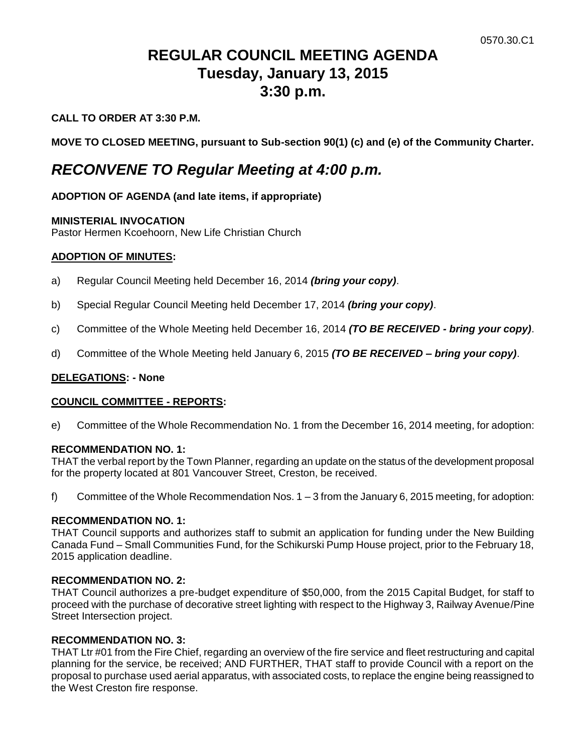0570.30.C1

# REGULAR COUNCIL MEETING AGENDA
# Tuesday, January 13, 2015
# 3:30 p.m.

**CALL TO ORDER AT 3:30 P.M.**

**MOVE TO CLOSED MEETING, pursuant to Sub-section 90(1) (c) and (e) of the Community Charter.**

## *RECONVENE TO Regular Meeting at 4:00 p.m.*

**ADOPTION OF AGENDA (and late items, if appropriate)**

**MINISTERIAL INVOCATION**
Pastor Hermen Kcoehoorn, New Life Christian Church

**ADOPTION OF MINUTES:**

a) Regular Council Meeting held December 16, 2014 ***(bring your copy)***.

b) Special Regular Council Meeting held December 17, 2014 ***(bring your copy)***.

c) Committee of the Whole Meeting held December 16, 2014 ***(TO BE RECEIVED - bring your copy)***.

d) Committee of the Whole Meeting held January 6, 2015 ***(TO BE RECEIVED – bring your copy)***.

**DELEGATIONS: - None**

**COUNCIL COMMITTEE - REPORTS:**

e) Committee of the Whole Recommendation No. 1 from the December 16, 2014 meeting, for adoption:

**RECOMMENDATION NO. 1:**
THAT the verbal report by the Town Planner, regarding an update on the status of the development proposal for the property located at 801 Vancouver Street, Creston, be received.

f) Committee of the Whole Recommendation Nos. 1 – 3 from the January 6, 2015 meeting, for adoption:

**RECOMMENDATION NO. 1:**
THAT Council supports and authorizes staff to submit an application for funding under the New Building Canada Fund – Small Communities Fund, for the Schikurski Pump House project, prior to the February 18, 2015 application deadline.

**RECOMMENDATION NO. 2:**
THAT Council authorizes a pre-budget expenditure of $50,000, from the 2015 Capital Budget, for staff to proceed with the purchase of decorative street lighting with respect to the Highway 3, Railway Avenue/Pine Street Intersection project.

**RECOMMENDATION NO. 3:**
THAT Ltr #01 from the Fire Chief, regarding an overview of the fire service and fleet restructuring and capital planning for the service, be received; AND FURTHER, THAT staff to provide Council with a report on the proposal to purchase used aerial apparatus, with associated costs, to replace the engine being reassigned to the West Creston fire response.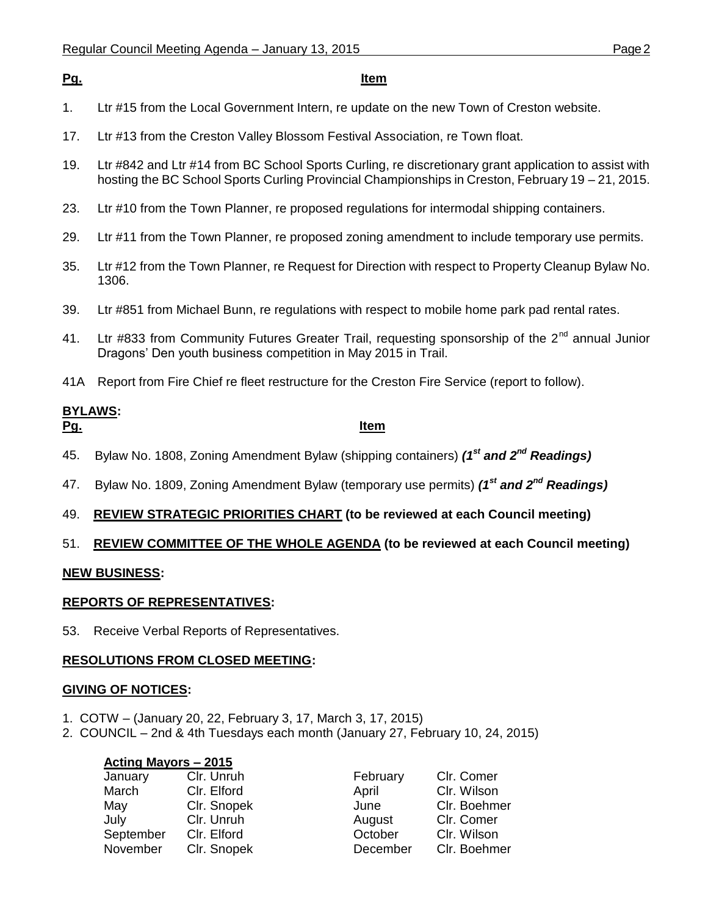| **Pg.** | **Item** |
|---|---|
| 1. | Ltr #15 from the Local Government Intern, re update on the new Town of Creston website. |
| 17. | Ltr #13 from the Creston Valley Blossom Festival Association, re Town float. |
| 19. | Ltr #842 and Ltr #14 from BC School Sports Curling, re discretionary grant application to assist with hosting the BC School Sports Curling Provincial Championships in Creston, February 19 – 21, 2015. |
| 23. | Ltr #10 from the Town Planner, re proposed regulations for intermodal shipping containers. |
| 29. | Ltr #11 from the Town Planner, re proposed zoning amendment to include temporary use permits. |
| 35. | Ltr #12 from the Town Planner, re Request for Direction with respect to Property Cleanup Bylaw No. 1306. |
| 39. | Ltr #851 from Michael Bunn, re regulations with respect to mobile home park pad rental rates. |
| 41. | Ltr #833 from Community Futures Greater Trail, requesting sponsorship of the 2nd annual Junior Dragons' Den youth business competition in May 2015 in Trail. |
| 41A | Report from Fire Chief re fleet restructure for the Creston Fire Service (report to follow). |

## BYLAWS:

| **Pg.** | **Item** |
|---|---|
| 45. | Bylaw No. 1808, Zoning Amendment Bylaw (shipping containers) ***(1st and 2nd Readings)*** |
| 47. | Bylaw No. 1809, Zoning Amendment Bylaw (temporary use permits) ***(1st and 2nd Readings)*** |

49. **REVIEW STRATEGIC PRIORITIES CHART (to be reviewed at each Council meeting)**

51. **REVIEW COMMITTEE OF THE WHOLE AGENDA (to be reviewed at each Council meeting)**

## NEW BUSINESS:

## REPORTS OF REPRESENTATIVES:

53. Receive Verbal Reports of Representatives.

## RESOLUTIONS FROM CLOSED MEETING:

## GIVING OF NOTICES:

1. COTW – (January 20, 22, February 3, 17, March 3, 17, 2015)
2. COUNCIL – 2nd & 4th Tuesdays each month (January 27, February 10, 24, 2015)

**Acting Mayors – 2015**

| | | | |
|---|---|---|---|
| January | Clr. Unruh | February | Clr. Comer |
| March | Clr. Elford | April | Clr. Wilson |
| May | Clr. Snopek | June | Clr. Boehmer |
| July | Clr. Unruh | August | Clr. Comer |
| September | Clr. Elford | October | Clr. Wilson |
| November | Clr. Snopek | December | Clr. Boehmer |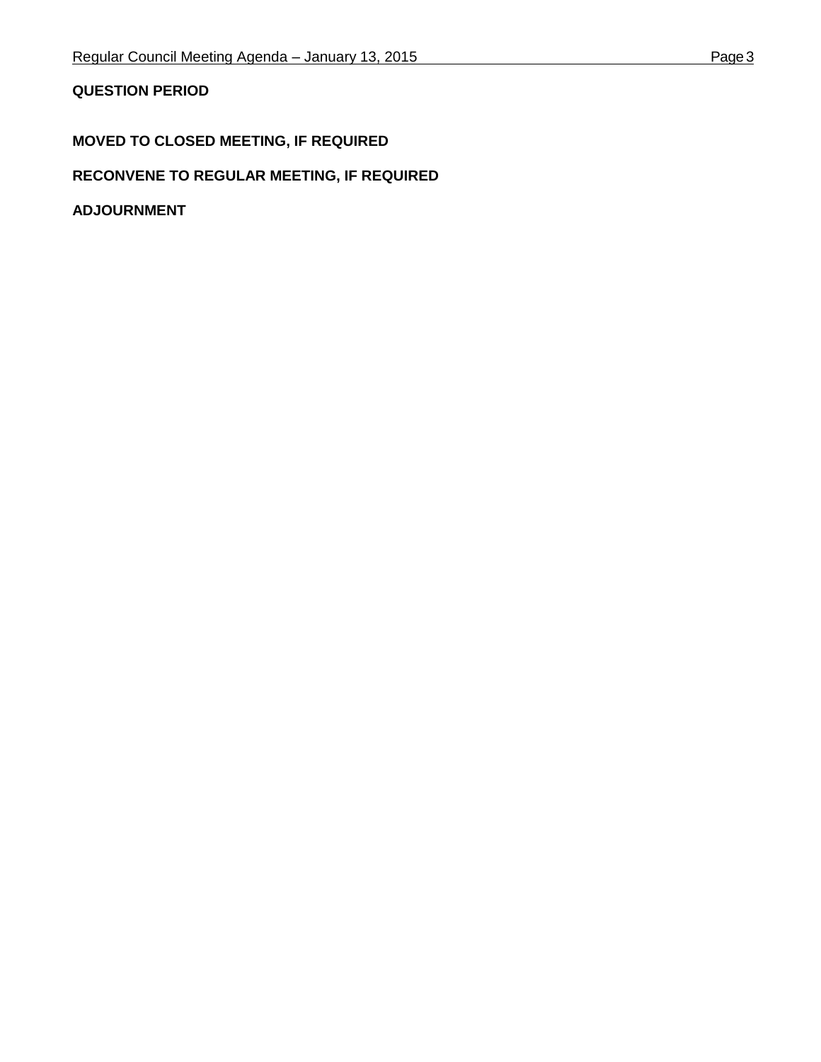**QUESTION PERIOD**

**MOVED TO CLOSED MEETING, IF REQUIRED**

**RECONVENE TO REGULAR MEETING, IF REQUIRED**

**ADJOURNMENT**